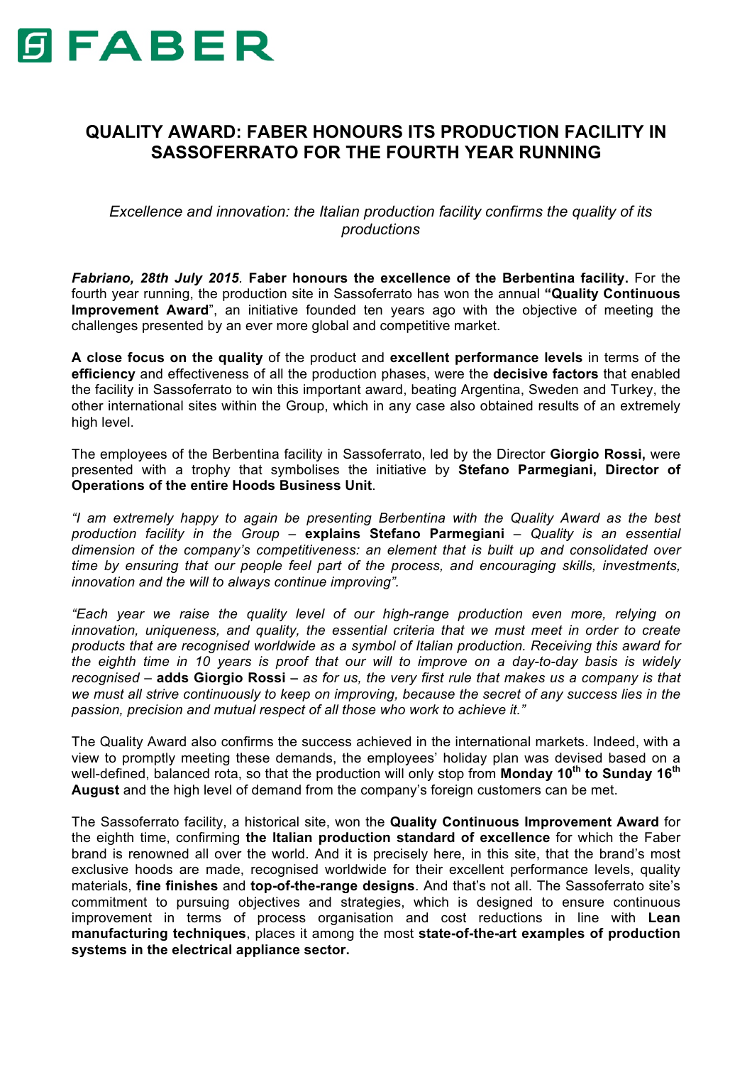# FABER

## QUALITY AWARD: FABER HONOURS ITS PRODUCTION FACILITY IN SASSOFERRATO FOR THE FOURTH YEAR RUNNING

*Excellence and innovation: the Italian production facility confirms the quality of its productions*

***Fabriano, 28th July 2015***. **Faber honours the excellence of the Berbentina facility.** For the fourth year running, the production site in Sassoferrato has won the annual **"Quality Continuous Improvement Award**", an initiative founded ten years ago with the objective of meeting the challenges presented by an ever more global and competitive market.

**A close focus on the quality** of the product and **excellent performance levels** in terms of the **efficiency** and effectiveness of all the production phases, were the **decisive factors** that enabled the facility in Sassoferrato to win this important award, beating Argentina, Sweden and Turkey, the other international sites within the Group, which in any case also obtained results of an extremely high level.

The employees of the Berbentina facility in Sassoferrato, led by the Director **Giorgio Rossi,** were presented with a trophy that symbolises the initiative by **Stefano Parmegiani, Director of Operations of the entire Hoods Business Unit**.

*"I am extremely happy to again be presenting Berbentina with the Quality Award as the best production facility in the Group* – **explains Stefano Parmegiani** – *Quality is an essential dimension of the company's competitiveness: an element that is built up and consolidated over time by ensuring that our people feel part of the process, and encouraging skills, investments, innovation and the will to always continue improving".*

*"Each year we raise the quality level of our high-range production even more, relying on innovation, uniqueness, and quality, the essential criteria that we must meet in order to create products that are recognised worldwide as a symbol of Italian production. Receiving this award for the eighth time in 10 years is proof that our will to improve on a day-to-day basis is widely recognised* – **adds Giorgio Rossi –** *as for us, the very first rule that makes us a company is that we must all strive continuously to keep on improving, because the secret of any success lies in the passion, precision and mutual respect of all those who work to achieve it."*

The Quality Award also confirms the success achieved in the international markets. Indeed, with a view to promptly meeting these demands, the employees' holiday plan was devised based on a well-defined, balanced rota, so that the production will only stop from **Monday 10th to Sunday 16th August** and the high level of demand from the company's foreign customers can be met.

The Sassoferrato facility, a historical site, won the **Quality Continuous Improvement Award** for the eighth time, confirming **the Italian production standard of excellence** for which the Faber brand is renowned all over the world. And it is precisely here, in this site, that the brand's most exclusive hoods are made, recognised worldwide for their excellent performance levels, quality materials, **fine finishes** and **top-of-the-range designs**. And that's not all. The Sassoferrato site's commitment to pursuing objectives and strategies, which is designed to ensure continuous improvement in terms of process organisation and cost reductions in line with **Lean manufacturing techniques**, places it among the most **state-of-the-art examples of production systems in the electrical appliance sector.**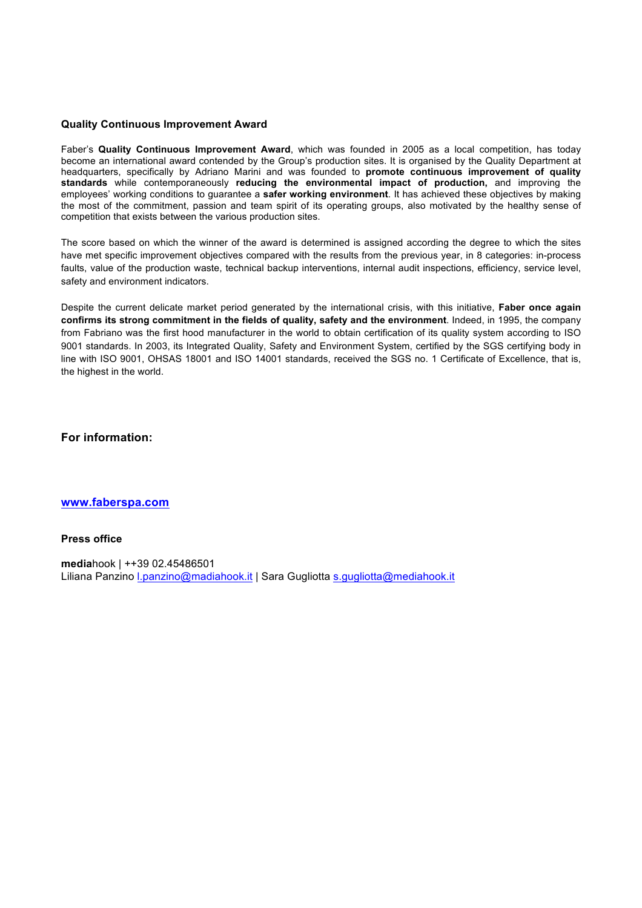### Quality Continuous Improvement Award

Faber's **Quality Continuous Improvement Award**, which was founded in 2005 as a local competition, has today become an international award contended by the Group's production sites. It is organised by the Quality Department at headquarters, specifically by Adriano Marini and was founded to **promote continuous improvement of quality standards** while contemporaneously **reducing the environmental impact of production,** and improving the employees' working conditions to guarantee a **safer working environment**. It has achieved these objectives by making the most of the commitment, passion and team spirit of its operating groups, also motivated by the healthy sense of competition that exists between the various production sites.

The score based on which the winner of the award is determined is assigned according the degree to which the sites have met specific improvement objectives compared with the results from the previous year, in 8 categories: in-process faults, value of the production waste, technical backup interventions, internal audit inspections, efficiency, service level, safety and environment indicators.

Despite the current delicate market period generated by the international crisis, with this initiative, **Faber once again confirms its strong commitment in the fields of quality, safety and the environment**. Indeed, in 1995, the company from Fabriano was the first hood manufacturer in the world to obtain certification of its quality system according to ISO 9001 standards. In 2003, its Integrated Quality, Safety and Environment System, certified by the SGS certifying body in line with ISO 9001, OHSAS 18001 and ISO 14001 standards, received the SGS no. 1 Certificate of Excellence, that is, the highest in the world.

## For information:

**[www.faberspa.com](http://www.faberspa.com)**

**Press office**

**media**hook | ++39 02.45486501
Liliana Panzino l.panzino@madiahook.it | Sara Gugliotta s.gugliotta@mediahook.it